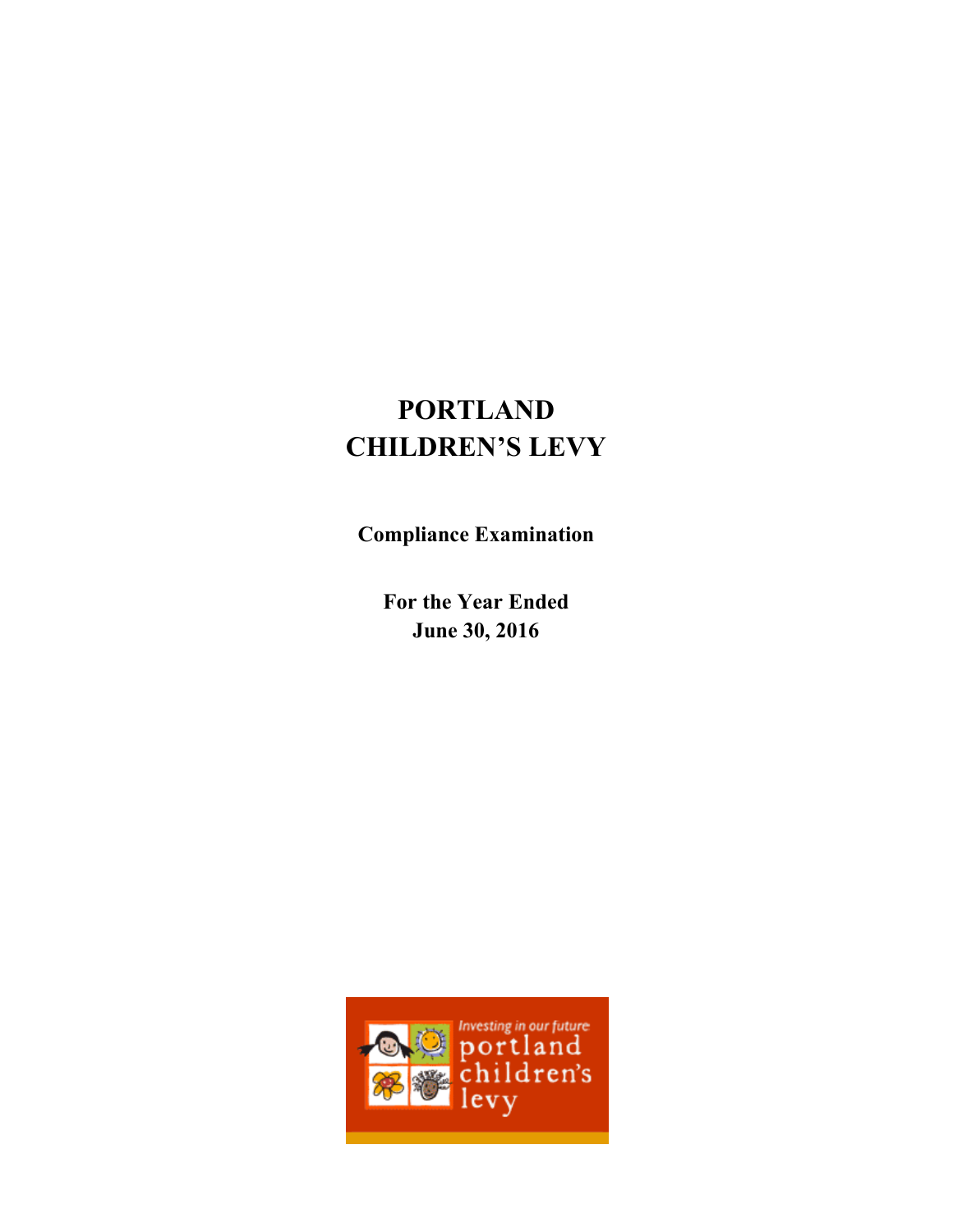# PORTLAND CHILDREN'S LEVY

**Compliance Examination**

**For the Year Ended**
**June 30, 2016**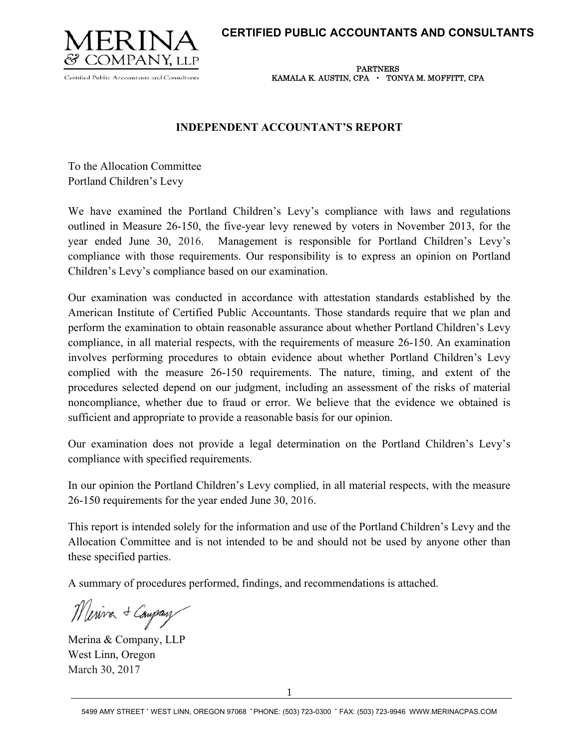**CERTIFIED PUBLIC ACCOUNTANTS AND CONSULTANTS**

MERINA & COMPANY, LLP
Certified Public Accountants and Consultants

PARTNERS
KAMALA K. AUSTIN, CPA • TONYA M. MOFFITT, CPA

## INDEPENDENT ACCOUNTANT'S REPORT

To the Allocation Committee
Portland Children's Levy

We have examined the Portland Children's Levy's compliance with laws and regulations outlined in Measure 26-150, the five-year levy renewed by voters in November 2013, for the year ended June 30, 2016. Management is responsible for Portland Children's Levy's compliance with those requirements. Our responsibility is to express an opinion on Portland Children's Levy's compliance based on our examination.

Our examination was conducted in accordance with attestation standards established by the American Institute of Certified Public Accountants. Those standards require that we plan and perform the examination to obtain reasonable assurance about whether Portland Children's Levy compliance, in all material respects, with the requirements of measure 26-150. An examination involves performing procedures to obtain evidence about whether Portland Children's Levy complied with the measure 26-150 requirements. The nature, timing, and extent of the procedures selected depend on our judgment, including an assessment of the risks of material noncompliance, whether due to fraud or error. We believe that the evidence we obtained is sufficient and appropriate to provide a reasonable basis for our opinion.

Our examination does not provide a legal determination on the Portland Children's Levy's compliance with specified requirements.

In our opinion the Portland Children's Levy complied, in all material respects, with the measure 26-150 requirements for the year ended June 30, 2016.

This report is intended solely for the information and use of the Portland Children's Levy and the Allocation Committee and is not intended to be and should not be used by anyone other than these specified parties.

A summary of procedures performed, findings, and recommendations is attached.

*Merina & Company*

Merina & Company, LLP
West Linn, Oregon
March 30, 2017

5499 AMY STREET • WEST LINN, OREGON 97068 • PHONE: (503) 723-0300 • FAX: (503) 723-9946 WWW.MERINACPAS.COM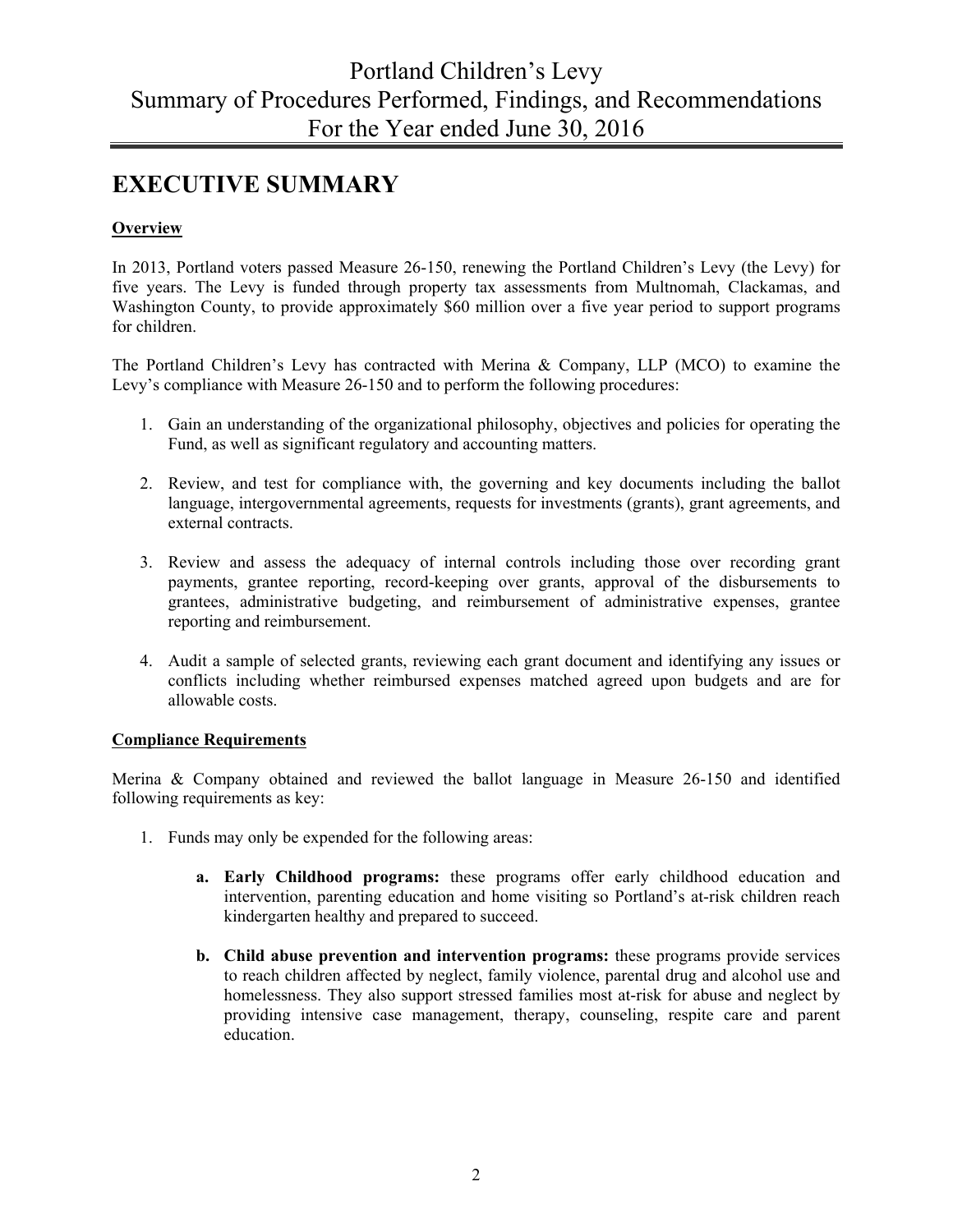# EXECUTIVE SUMMARY

## Overview

In 2013, Portland voters passed Measure 26-150, renewing the Portland Children's Levy (the Levy) for five years. The Levy is funded through property tax assessments from Multnomah, Clackamas, and Washington County, to provide approximately $60 million over a five year period to support programs for children.

The Portland Children's Levy has contracted with Merina & Company, LLP (MCO) to examine the Levy's compliance with Measure 26-150 and to perform the following procedures:

1. Gain an understanding of the organizational philosophy, objectives and policies for operating the Fund, as well as significant regulatory and accounting matters.

2. Review, and test for compliance with, the governing and key documents including the ballot language, intergovernmental agreements, requests for investments (grants), grant agreements, and external contracts.

3. Review and assess the adequacy of internal controls including those over recording grant payments, grantee reporting, record-keeping over grants, approval of the disbursements to grantees, administrative budgeting, and reimbursement of administrative expenses, grantee reporting and reimbursement.

4. Audit a sample of selected grants, reviewing each grant document and identifying any issues or conflicts including whether reimbursed expenses matched agreed upon budgets and are for allowable costs.

## Compliance Requirements

Merina & Company obtained and reviewed the ballot language in Measure 26-150 and identified following requirements as key:

1. Funds may only be expended for the following areas:

   a. **Early Childhood programs:** these programs offer early childhood education and intervention, parenting education and home visiting so Portland's at-risk children reach kindergarten healthy and prepared to succeed.

   b. **Child abuse prevention and intervention programs:** these programs provide services to reach children affected by neglect, family violence, parental drug and alcohol use and homelessness. They also support stressed families most at-risk for abuse and neglect by providing intensive case management, therapy, counseling, respite care and parent education.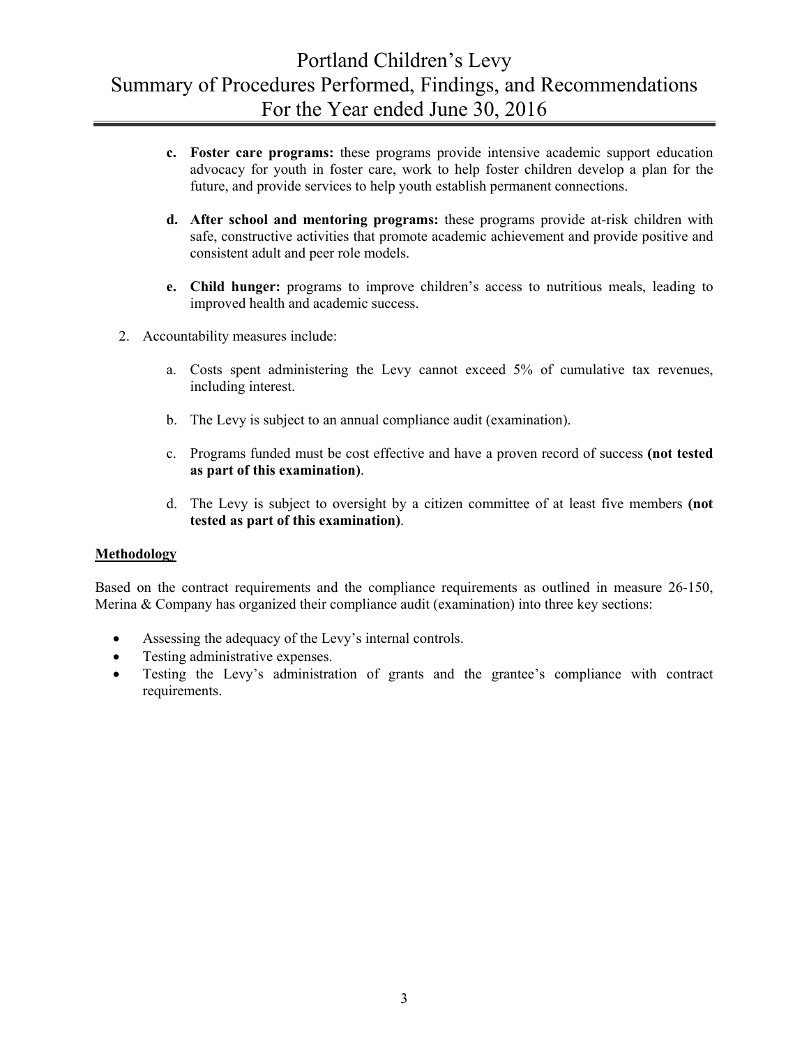c. **Foster care programs:** these programs provide intensive academic support education advocacy for youth in foster care, work to help foster children develop a plan for the future, and provide services to help youth establish permanent connections.

d. **After school and mentoring programs:** these programs provide at-risk children with safe, constructive activities that promote academic achievement and provide positive and consistent adult and peer role models.

e. **Child hunger:** programs to improve children's access to nutritious meals, leading to improved health and academic success.

2. Accountability measures include:

   a. Costs spent administering the Levy cannot exceed 5% of cumulative tax revenues, including interest.

   b. The Levy is subject to an annual compliance audit (examination).

   c. Programs funded must be cost effective and have a proven record of success **(not tested as part of this examination)**.

   d. The Levy is subject to oversight by a citizen committee of at least five members **(not tested as part of this examination)**.

## Methodology

Based on the contract requirements and the compliance requirements as outlined in measure 26-150, Merina & Company has organized their compliance audit (examination) into three key sections:

- Assessing the adequacy of the Levy's internal controls.
- Testing administrative expenses.
- Testing the Levy's administration of grants and the grantee's compliance with contract requirements.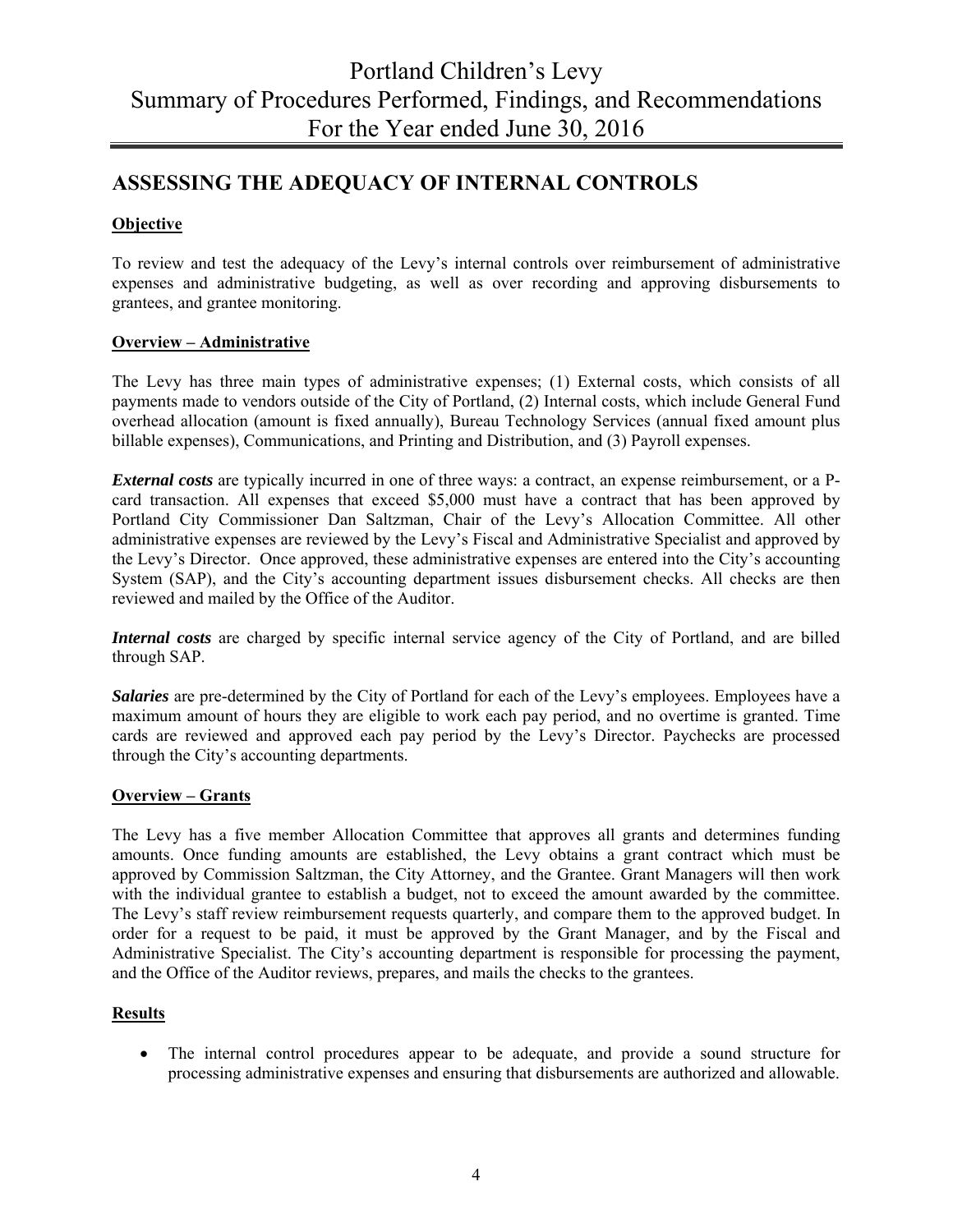# ASSESSING THE ADEQUACY OF INTERNAL CONTROLS

**Objective**

To review and test the adequacy of the Levy's internal controls over reimbursement of administrative expenses and administrative budgeting, as well as over recording and approving disbursements to grantees, and grantee monitoring.

**Overview – Administrative**

The Levy has three main types of administrative expenses; (1) External costs, which consists of all payments made to vendors outside of the City of Portland, (2) Internal costs, which include General Fund overhead allocation (amount is fixed annually), Bureau Technology Services (annual fixed amount plus billable expenses), Communications, and Printing and Distribution, and (3) Payroll expenses.

***External costs*** are typically incurred in one of three ways: a contract, an expense reimbursement, or a P-card transaction. All expenses that exceed $5,000 must have a contract that has been approved by Portland City Commissioner Dan Saltzman, Chair of the Levy's Allocation Committee. All other administrative expenses are reviewed by the Levy's Fiscal and Administrative Specialist and approved by the Levy's Director. Once approved, these administrative expenses are entered into the City's accounting System (SAP), and the City's accounting department issues disbursement checks. All checks are then reviewed and mailed by the Office of the Auditor.

***Internal costs*** are charged by specific internal service agency of the City of Portland, and are billed through SAP.

***Salaries*** are pre-determined by the City of Portland for each of the Levy's employees. Employees have a maximum amount of hours they are eligible to work each pay period, and no overtime is granted. Time cards are reviewed and approved each pay period by the Levy's Director. Paychecks are processed through the City's accounting departments.

**Overview – Grants**

The Levy has a five member Allocation Committee that approves all grants and determines funding amounts. Once funding amounts are established, the Levy obtains a grant contract which must be approved by Commission Saltzman, the City Attorney, and the Grantee. Grant Managers will then work with the individual grantee to establish a budget, not to exceed the amount awarded by the committee. The Levy's staff review reimbursement requests quarterly, and compare them to the approved budget. In order for a request to be paid, it must be approved by the Grant Manager, and by the Fiscal and Administrative Specialist. The City's accounting department is responsible for processing the payment, and the Office of the Auditor reviews, prepares, and mails the checks to the grantees.

**Results**

- The internal control procedures appear to be adequate, and provide a sound structure for processing administrative expenses and ensuring that disbursements are authorized and allowable.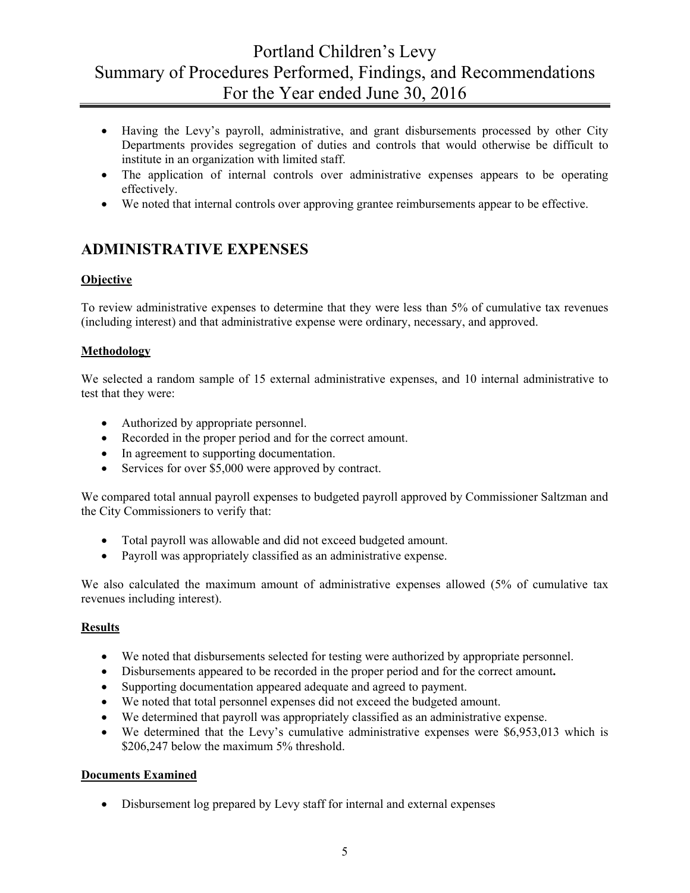- Having the Levy's payroll, administrative, and grant disbursements processed by other City Departments provides segregation of duties and controls that would otherwise be difficult to institute in an organization with limited staff.
- The application of internal controls over administrative expenses appears to be operating effectively.
- We noted that internal controls over approving grantee reimbursements appear to be effective.

## ADMINISTRATIVE EXPENSES

**Objective**

To review administrative expenses to determine that they were less than 5% of cumulative tax revenues (including interest) and that administrative expense were ordinary, necessary, and approved.

**Methodology**

We selected a random sample of 15 external administrative expenses, and 10 internal administrative to test that they were:

- Authorized by appropriate personnel.
- Recorded in the proper period and for the correct amount.
- In agreement to supporting documentation.
- Services for over $5,000 were approved by contract.

We compared total annual payroll expenses to budgeted payroll approved by Commissioner Saltzman and the City Commissioners to verify that:

- Total payroll was allowable and did not exceed budgeted amount.
- Payroll was appropriately classified as an administrative expense.

We also calculated the maximum amount of administrative expenses allowed (5% of cumulative tax revenues including interest).

**Results**

- We noted that disbursements selected for testing were authorized by appropriate personnel.
- Disbursements appeared to be recorded in the proper period and for the correct amount**.**
- Supporting documentation appeared adequate and agreed to payment.
- We noted that total personnel expenses did not exceed the budgeted amount.
- We determined that payroll was appropriately classified as an administrative expense.
- We determined that the Levy's cumulative administrative expenses were $6,953,013 which is $206,247 below the maximum 5% threshold.

**Documents Examined**

- Disbursement log prepared by Levy staff for internal and external expenses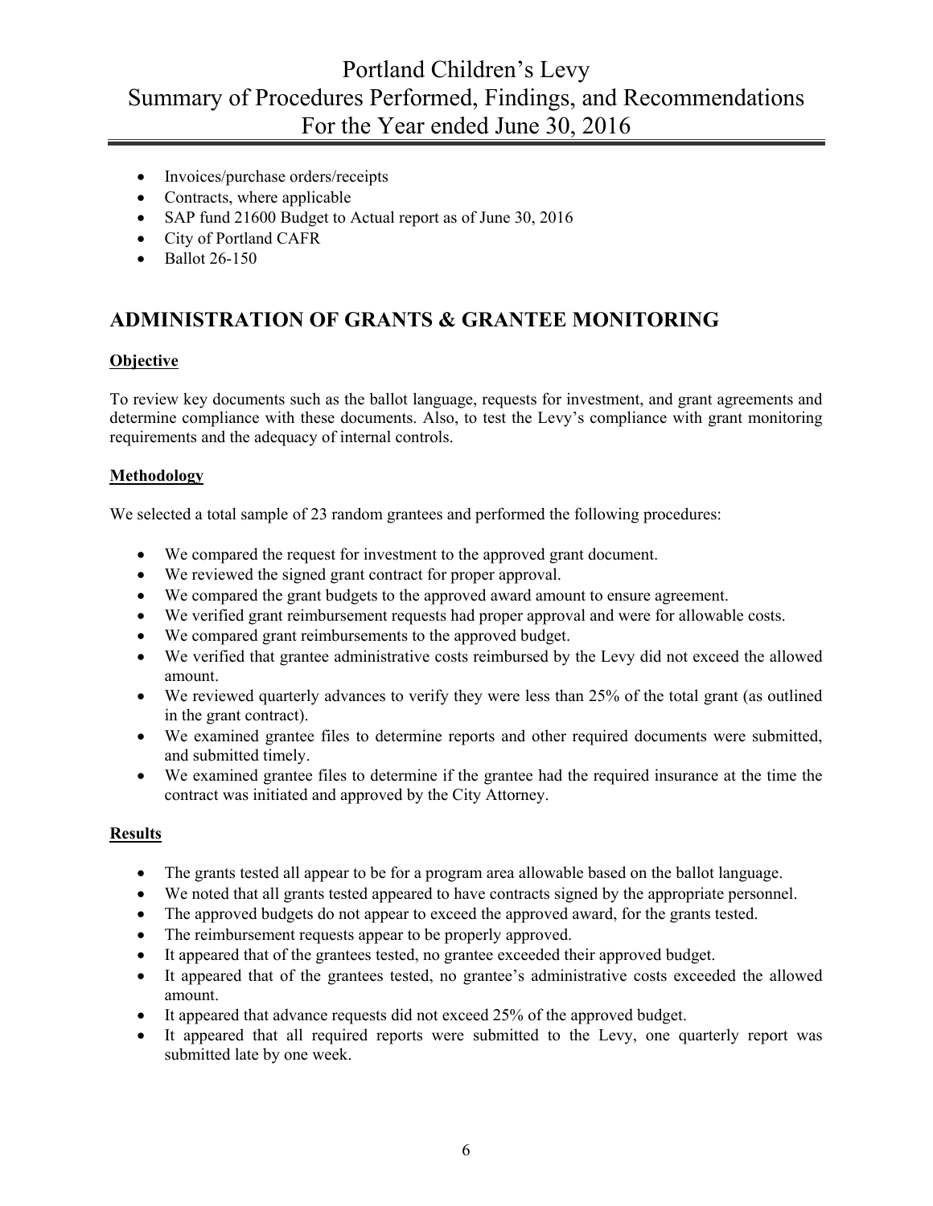- Invoices/purchase orders/receipts
- Contracts, where applicable
- SAP fund 21600 Budget to Actual report as of June 30, 2016
- City of Portland CAFR
- Ballot 26-150

## ADMINISTRATION OF GRANTS & GRANTEE MONITORING

**Objective**

To review key documents such as the ballot language, requests for investment, and grant agreements and determine compliance with these documents. Also, to test the Levy's compliance with grant monitoring requirements and the adequacy of internal controls.

**Methodology**

We selected a total sample of 23 random grantees and performed the following procedures:

- We compared the request for investment to the approved grant document.
- We reviewed the signed grant contract for proper approval.
- We compared the grant budgets to the approved award amount to ensure agreement.
- We verified grant reimbursement requests had proper approval and were for allowable costs.
- We compared grant reimbursements to the approved budget.
- We verified that grantee administrative costs reimbursed by the Levy did not exceed the allowed amount.
- We reviewed quarterly advances to verify they were less than 25% of the total grant (as outlined in the grant contract).
- We examined grantee files to determine reports and other required documents were submitted, and submitted timely.
- We examined grantee files to determine if the grantee had the required insurance at the time the contract was initiated and approved by the City Attorney.

**Results**

- The grants tested all appear to be for a program area allowable based on the ballot language.
- We noted that all grants tested appeared to have contracts signed by the appropriate personnel.
- The approved budgets do not appear to exceed the approved award, for the grants tested.
- The reimbursement requests appear to be properly approved.
- It appeared that of the grantees tested, no grantee exceeded their approved budget.
- It appeared that of the grantees tested, no grantee's administrative costs exceeded the allowed amount.
- It appeared that advance requests did not exceed 25% of the approved budget.
- It appeared that all required reports were submitted to the Levy, one quarterly report was submitted late by one week.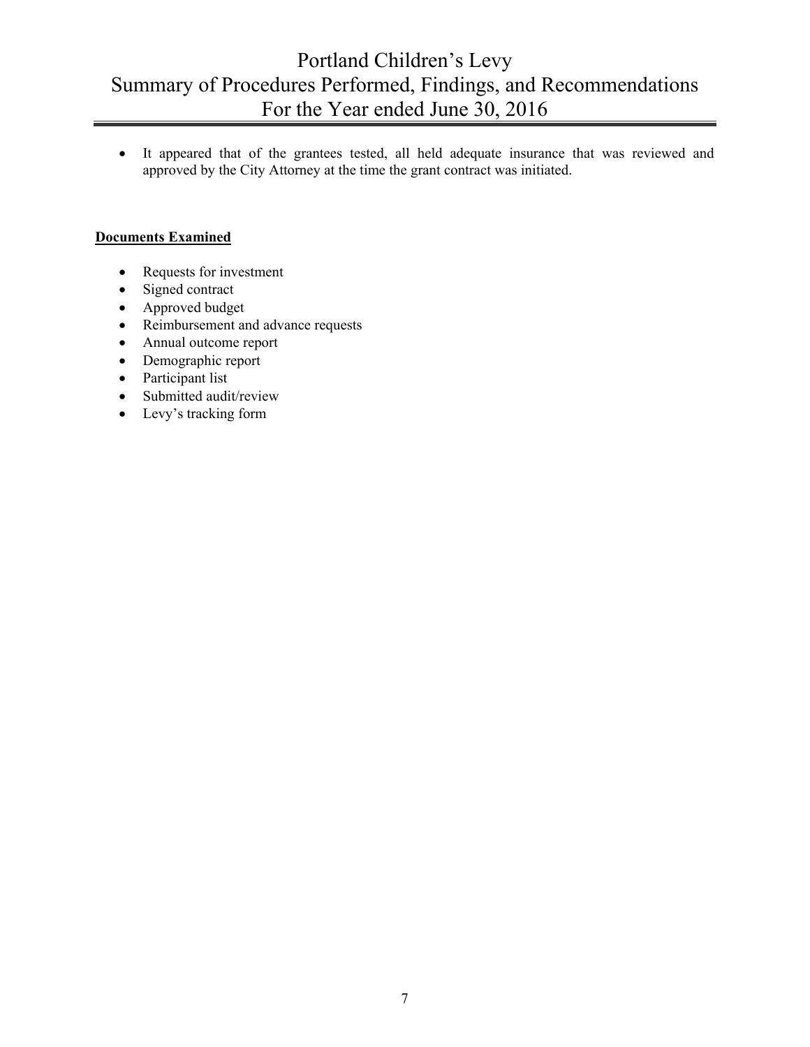- It appeared that of the grantees tested, all held adequate insurance that was reviewed and approved by the City Attorney at the time the grant contract was initiated.

**Documents Examined**

- Requests for investment
- Signed contract
- Approved budget
- Reimbursement and advance requests
- Annual outcome report
- Demographic report
- Participant list
- Submitted audit/review
- Levy's tracking form